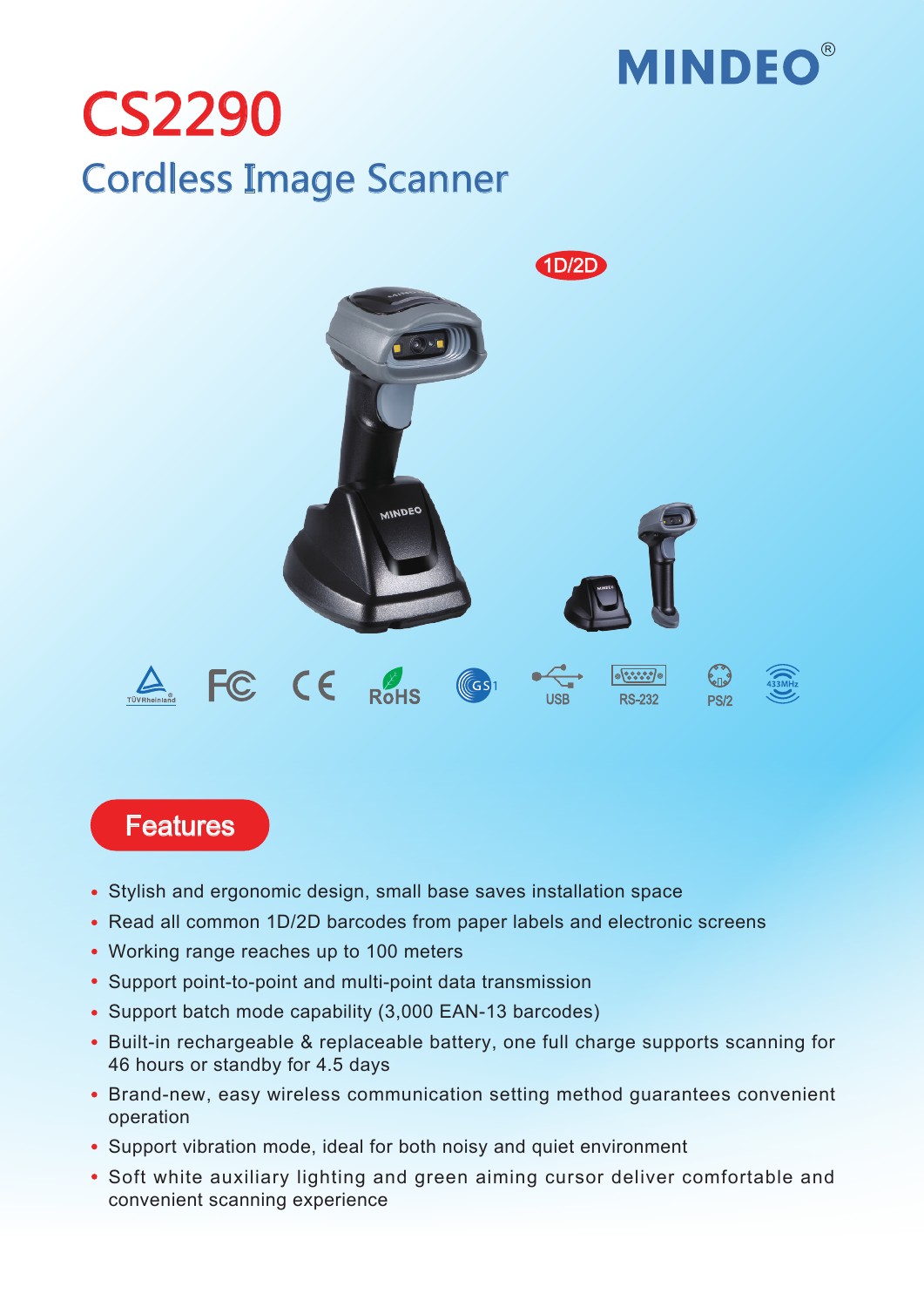MINDEO®

# CS2290

## Cordless Image Scanner

1D/2D

TÜV Rheinland FC CE RoHS GS1 USB RS-232 PS/2 433MHz

## Features

- Stylish and ergonomic design, small base saves installation space
- Read all common 1D/2D barcodes from paper labels and electronic screens
- Working range reaches up to 100 meters
- Support point-to-point and multi-point data transmission
- Support batch mode capability (3,000 EAN-13 barcodes)
- Built-in rechargeable & replaceable battery, one full charge supports scanning for 46 hours or standby for 4.5 days
- Brand-new, easy wireless communication setting method guarantees convenient operation
- Support vibration mode, ideal for both noisy and quiet environment
- Soft white auxiliary lighting and green aiming cursor deliver comfortable and convenient scanning experience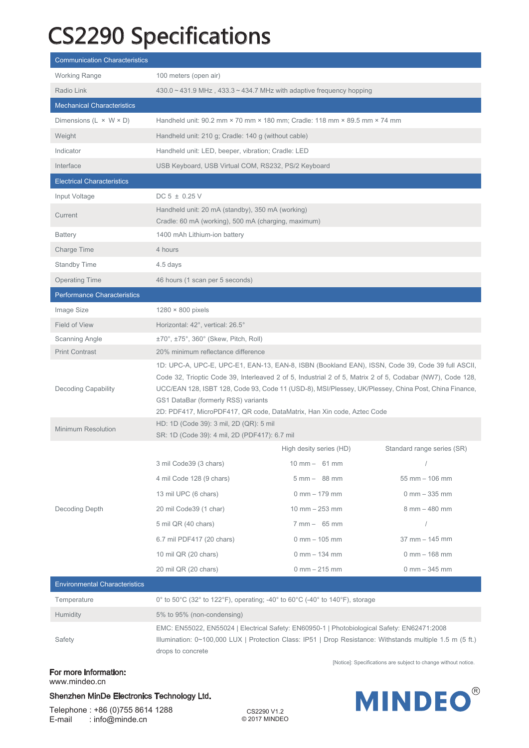# CS2290 Specifications

| | | | |
|---|---|---|---|
| **Communication Characteristics** | | | |
| Working Range | 100 meters (open air) | | |
| Radio Link | 430.0 ~ 431.9 MHz , 433.3 ~ 434.7 MHz with adaptive frequency hopping | | |
| **Mechanical Characteristics** | | | |
| Dimensions (L × W × D) | Handheld unit: 90.2 mm × 70 mm × 180 mm; Cradle: 118 mm × 89.5 mm × 74 mm | | |
| Weight | Handheld unit: 210 g; Cradle: 140 g (without cable) | | |
| Indicator | Handheld unit: LED, beeper, vibration; Cradle: LED | | |
| Interface | USB Keyboard, USB Virtual COM, RS232, PS/2 Keyboard | | |
| **Electrical Characteristics** | | | |
| Input Voltage | DC 5 ± 0.25 V | | |
| Current | Handheld unit: 20 mA (standby), 350 mA (working)<br>Cradle: 60 mA (working), 500 mA (charging, maximum) | | |
| Battery | 1400 mAh Lithium-ion battery | | |
| Charge Time | 4 hours | | |
| Standby Time | 4.5 days | | |
| Operating Time | 46 hours (1 scan per 5 seconds) | | |
| **Performance Characteristics** | | | |
| Image Size | 1280 × 800 pixels | | |
| Field of View | Horizontal: 42°, vertical: 26.5° | | |
| Scanning Angle | ±70°, ±75°, 360° (Skew, Pitch, Roll) | | |
| Print Contrast | 20% minimum reflectance difference | | |
| Decoding Capability | 1D: UPC-A, UPC-E, UPC-E1, EAN-13, EAN-8, ISBN (Bookland EAN), ISSN, Code 39, Code 39 full ASCII, Code 32, Trioptic Code 39, Interleaved 2 of 5, Industrial 2 of 5, Matrix 2 of 5, Codabar (NW7), Code 128, UCC/EAN 128, ISBT 128, Code 93, Code 11 (USD-8), MSI/Plessey, UK/Plessey, China Post, China Finance, GS1 DataBar (formerly RSS) variants<br>2D: PDF417, MicroPDF417, QR code, DataMatrix, Han Xin code, Aztec Code | | |
| Minimum Resolution | HD: 1D (Code 39): 3 mil, 2D (QR): 5 mil<br>SR: 1D (Code 39): 4 mil, 2D (PDF417): 6.7 mil | | |
| Decoding Depth | | High desity series (HD) | Standard range series (SR) |
| | 3 mil Code39 (3 chars) | 10 mm – 61 mm | / |
| | 4 mil Code 128 (9 chars) | 5 mm – 88 mm | 55 mm – 106 mm |
| | 13 mil UPC (6 chars) | 0 mm – 179 mm | 0 mm – 335 mm |
| | 20 mil Code39 (1 char) | 10 mm – 253 mm | 8 mm – 480 mm |
| | 5 mil QR (40 chars) | 7 mm – 65 mm | / |
| | 6.7 mil PDF417 (20 chars) | 0 mm – 105 mm | 37 mm – 145 mm |
| | 10 mil QR (20 chars) | 0 mm – 134 mm | 0 mm – 168 mm |
| | 20 mil QR (20 chars) | 0 mm – 215 mm | 0 mm – 345 mm |
| **Environmental Characteristics** | | | |
| Temperature | 0° to 50°C (32° to 122°F), operating; -40° to 60°C (-40° to 140°F), storage | | |
| Humidity | 5% to 95% (non-condensing) | | |
| Safety | EMC: EN55022, EN55024 \| Electrical Safety: EN60950-1 \| Photobiological Safety: EN62471:2008<br>Illumination: 0~100,000 LUX \| Protection Class: IP51 \| Drop Resistance: Withstands multiple 1.5 m (5 ft.) drops to concrete | | |

[Notice]: Specifications are subject to change without notice.

**For more information:**
www.mindeo.cn

**Shenzhen MinDe Electronics Technology Ltd.**

Telephone : +86 (0)755 8614 1288
E-mail : info@minde.cn

CS2290 V1.2
© 2017 MINDEO

MINDEO®